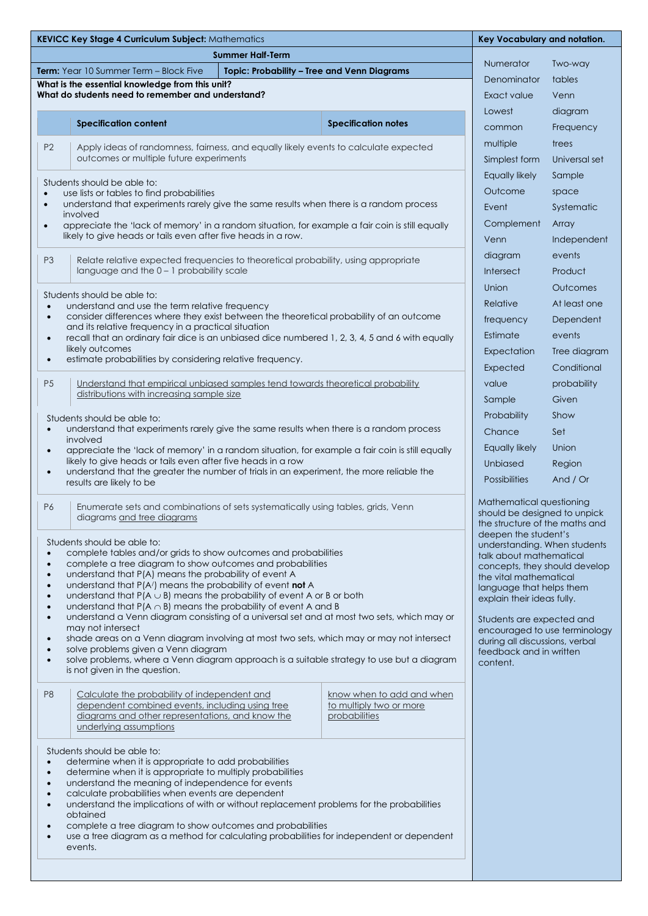**KEVICC Key Stage 4 Curriculum Subject:** Mathematics

**Summer Half-Term**

**Term:** Year 10 Summer Term – Block Five | **Topic: Probability – Tree and Venn Diagrams**

**What is the essential knowledge from this unit?**
**What do students need to remember and understand?**

| | **Specification content** | **Specification notes** |
|---|---|---|
| P2 | Apply ideas of randomness, fairness, and equally likely events to calculate expected outcomes or multiple future experiments | |

Students should be able to:

- use lists or tables to find probabilities
- understand that experiments rarely give the same results when there is a random process involved
- appreciate the 'lack of memory' in a random situation, for example a fair coin is still equally likely to give heads or tails even after five heads in a row.

| | | |
|---|---|---|
| P3 | Relate relative expected frequencies to theoretical probability, using appropriate language and the 0 – 1 probability scale | |

Students should be able to:

- understand and use the term relative frequency
- consider differences where they exist between the theoretical probability of an outcome and its relative frequency in a practical situation
- recall that an ordinary fair dice is an unbiased dice numbered 1, 2, 3, 4, 5 and 6 with equally likely outcomes
- estimate probabilities by considering relative frequency.

| | | |
|---|---|---|
| P5 | Understand that empirical unbiased samples tend towards theoretical probability distributions with increasing sample size | |

Students should be able to:

- understand that experiments rarely give the same results when there is a random process involved
- appreciate the 'lack of memory' in a random situation, for example a fair coin is still equally likely to give heads or tails even after five heads in a row
- understand that the greater the number of trials in an experiment, the more reliable the results are likely to be

| | | |
|---|---|---|
| P6 | Enumerate sets and combinations of sets systematically using tables, grids, Venn diagrams and tree diagrams | |

Students should be able to:

- complete tables and/or grids to show outcomes and probabilities
- complete a tree diagram to show outcomes and probabilities
- understand that P(A) means the probability of event A
- understand that P(A′) means the probability of event **not** A
- understand that $P(A \cup B)$ means the probability of event A or B or both
- understand that $P(A \cap B)$ means the probability of event A and B
- understand a Venn diagram consisting of a universal set and at most two sets, which may or may not intersect
- shade areas on a Venn diagram involving at most two sets, which may or may not intersect
- solve problems given a Venn diagram
- solve problems, where a Venn diagram approach is a suitable strategy to use but a diagram is not given in the question.

| | | |
|---|---|---|
| P8 | Calculate the probability of independent and dependent combined events, including using tree diagrams and other representations, and know the underlying assumptions | know when to add and when to multiply two or more probabilities |

Students should be able to:

- determine when it is appropriate to add probabilities
- determine when it is appropriate to multiply probabilities
- understand the meaning of independence for events
- calculate probabilities when events are dependent
- understand the implications of with or without replacement problems for the probabilities obtained
- complete a tree diagram to show outcomes and probabilities
- use a tree diagram as a method for calculating probabilities for independent or dependent events.

**Key Vocabulary and notation.**

| | |
|---|---|
| Numerator | Two-way tables |
| Denominator | Venn diagram |
| Exact value | Frequency trees |
| Lowest common multiple | Universal set |
| Simplest form | Sample space |
| Equally likely | Systematic |
| Outcome | Array |
| Event | Independent events |
| Complement | Product |
| Venn diagram | Outcomes |
| Intersect | At least one |
| Union | Dependent events |
| Relative frequency | Tree diagram |
| Estimate | Conditional probability |
| Expectation | Given |
| Expected value | Show |
| Sample | Set |
| Probability | Union |
| Chance | Region |
| Equally likely | And / Or |
| Unbiased | |
| Possibilities | |

Mathematical questioning should be designed to unpick the structure of the maths and deepen the student's understanding. When students talk about mathematical concepts, they should develop the vital mathematical language that helps them explain their ideas fully.

Students are expected and encouraged to use terminology during all discussions, verbal feedback and in written content.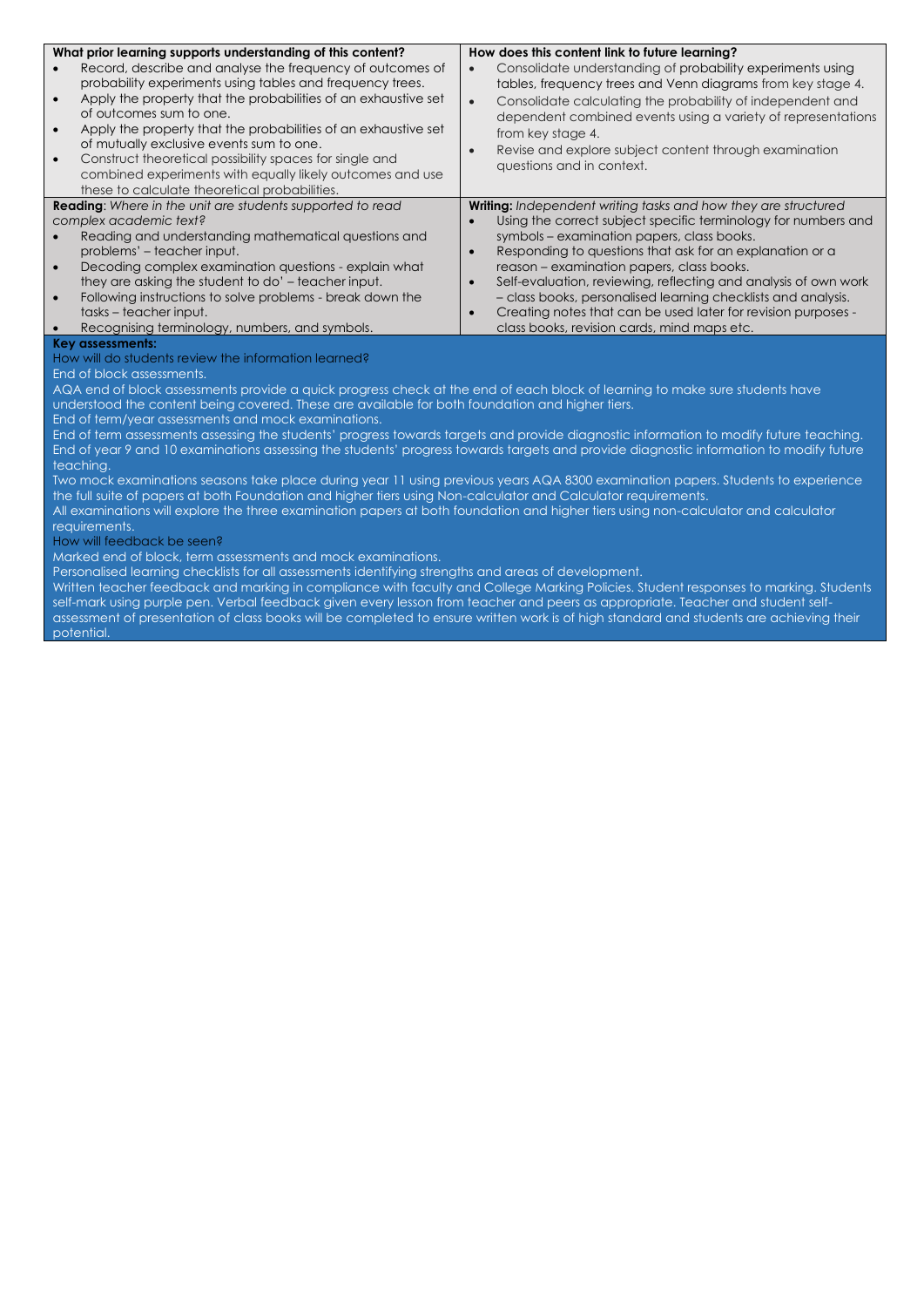| What prior learning supports understanding of this content? | How does this content link to future learning? |
|---|---|
| <ul><li>Record, describe and analyse the frequency of outcomes of probability experiments using tables and frequency trees.</li><li>Apply the property that the probabilities of an exhaustive set of outcomes sum to one.</li><li>Apply the property that the probabilities of an exhaustive set of mutually exclusive events sum to one.</li><li>Construct theoretical possibility spaces for single and combined experiments with equally likely outcomes and use these to calculate theoretical probabilities.</li></ul> | <ul><li>Consolidate understanding of probability experiments using tables, frequency trees and Venn diagrams from key stage 4.</li><li>Consolidate calculating the probability of independent and dependent combined events using a variety of representations from key stage 4.</li><li>Revise and explore subject content through examination questions and in context.</li></ul> |
| **Reading**: *Where in the unit are students supported to read complex academic text?*<ul><li>Reading and understanding mathematical questions and problems' – teacher input.</li><li>Decoding complex examination questions - explain what they are asking the student to do' – teacher input.</li><li>Following instructions to solve problems - break down the tasks – teacher input.</li><li>Recognising terminology, numbers, and symbols.</li></ul> | **Writing:** *Independent writing tasks and how they are structured*<ul><li>Using the correct subject specific terminology for numbers and symbols – examination papers, class books.</li><li>Responding to questions that ask for an explanation or a reason – examination papers, class books.</li><li>Self-evaluation, reviewing, reflecting and analysis of own work – class books, personalised learning checklists and analysis.</li><li>Creating notes that can be used later for revision purposes - class books, revision cards, mind maps etc.</li></ul> |

**Key assessments:**

How will do students review the information learned?

End of block assessments.

AQA end of block assessments provide a quick progress check at the end of each block of learning to make sure students have understood the content being covered. These are available for both foundation and higher tiers.

End of term/year assessments and mock examinations.

End of term assessments assessing the students' progress towards targets and provide diagnostic information to modify future teaching. End of year 9 and 10 examinations assessing the students' progress towards targets and provide diagnostic information to modify future teaching.

Two mock examinations seasons take place during year 11 using previous years AQA 8300 examination papers. Students to experience the full suite of papers at both Foundation and higher tiers using Non-calculator and Calculator requirements.

All examinations will explore the three examination papers at both foundation and higher tiers using non-calculator and calculator requirements.

How will feedback be seen?

Marked end of block, term assessments and mock examinations.

Personalised learning checklists for all assessments identifying strengths and areas of development.

Written teacher feedback and marking in compliance with faculty and College Marking Policies. Student responses to marking. Students self-mark using purple pen. Verbal feedback given every lesson from teacher and peers as appropriate. Teacher and student self-assessment of presentation of class books will be completed to ensure written work is of high standard and students are achieving their potential.